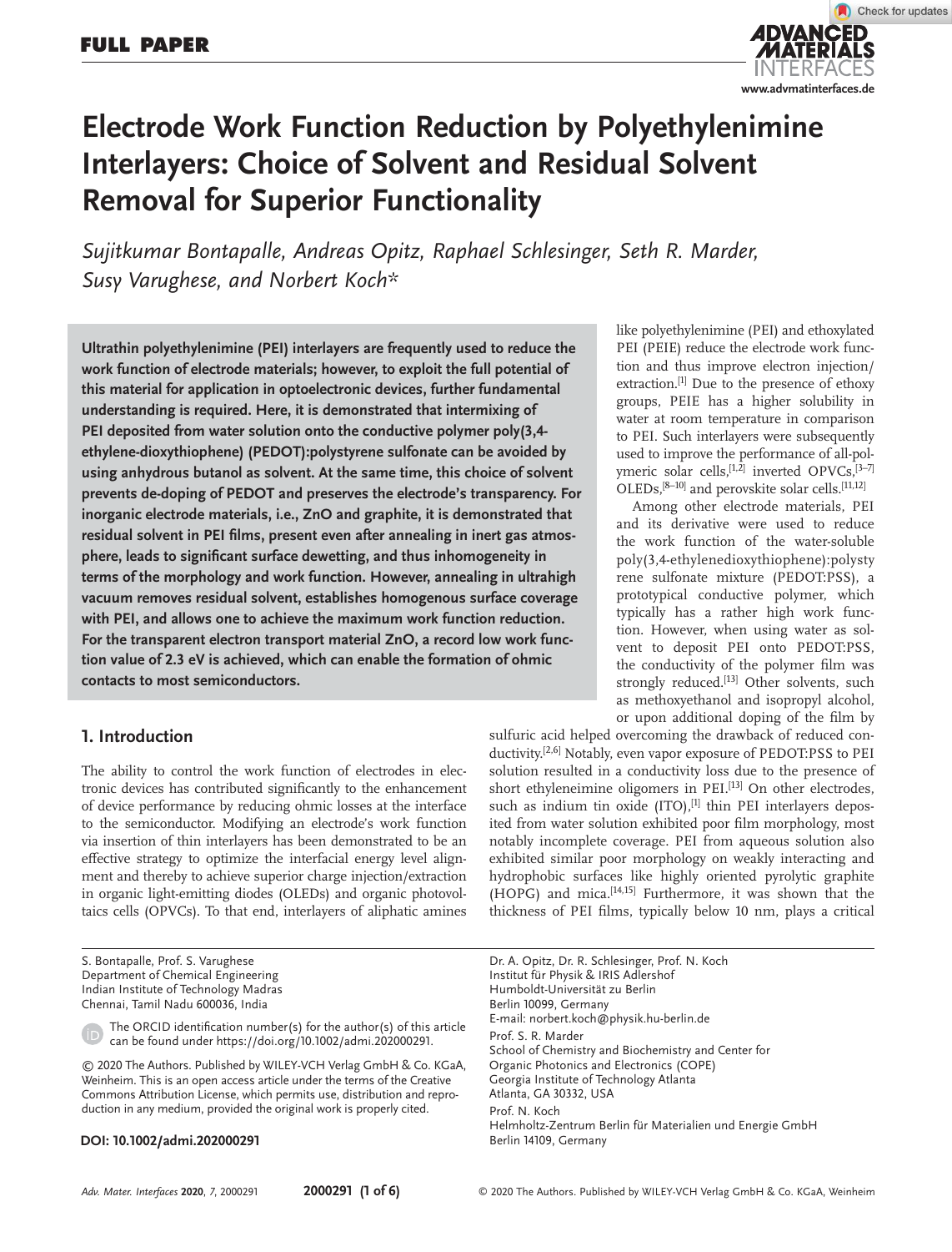# Electrode Work Function Reduction by Polyethylenimine Interlayers: Choice of Solvent and Residual Solvent Removal for Superior Functionality

*Sujitkumar Bontapalle, Andreas Opitz, Raphael Schlesinger, Seth R. Marder, Susy Varughese, and Norbert Koch\**

**Ultrathin polyethylenimine (PEI) interlayers are frequently used to reduce the work function of electrode materials; however, to exploit the full potential of this material for application in optoelectronic devices, further fundamental understanding is required. Here, it is demonstrated that intermixing of PEI deposited from water solution onto the conductive polymer poly(3,4-ethylene-dioxythiophene) (PEDOT):polystyrene sulfonate can be avoided by using anhydrous butanol as solvent. At the same time, this choice of solvent prevents de-doping of PEDOT and preserves the electrode's transparency. For inorganic electrode materials, i.e., ZnO and graphite, it is demonstrated that residual solvent in PEI films, present even after annealing in inert gas atmosphere, leads to significant surface dewetting, and thus inhomogeneity in terms of the morphology and work function. However, annealing in ultrahigh vacuum removes residual solvent, establishes homogenous surface coverage with PEI, and allows one to achieve the maximum work function reduction. For the transparent electron transport material ZnO, a record low work function value of 2.3 eV is achieved, which can enable the formation of ohmic contacts to most semiconductors.**

## 1. Introduction

The ability to control the work function of electrodes in electronic devices has contributed significantly to the enhancement of device performance by reducing ohmic losses at the interface to the semiconductor. Modifying an electrode's work function via insertion of thin interlayers has been demonstrated to be an effective strategy to optimize the interfacial energy level alignment and thereby to achieve superior charge injection/extraction in organic light-emitting diodes (OLEDs) and organic photovoltaics cells (OPVCs). To that end, interlayers of aliphatic amines like polyethylenimine (PEI) and ethoxylated PEI (PEIE) reduce the electrode work function and thus improve electron injection/extraction.[1] Due to the presence of ethoxy groups, PEIE has a higher solubility in water at room temperature in comparison to PEI. Such interlayers were subsequently used to improve the performance of all-polymeric solar cells,[1,2] inverted OPVCs,[3–7] OLEDs,[8–10] and perovskite solar cells.[11,12]

Among other electrode materials, PEI and its derivative were used to reduce the work function of the water-soluble poly(3,4-ethylenedioxythiophene):polystyrene sulfonate mixture (PEDOT:PSS), a prototypical conductive polymer, which typically has a rather high work function. However, when using water as solvent to deposit PEI onto PEDOT:PSS, the conductivity of the polymer film was strongly reduced.[13] Other solvents, such as methoxyethanol and isopropyl alcohol, or upon additional doping of the film by sulfuric acid helped overcoming the drawback of reduced conductivity.[2,6] Notably, even vapor exposure of PEDOT:PSS to PEI solution resulted in a conductivity loss due to the presence of short ethyleneimine oligomers in PEI.[13] On other electrodes, such as indium tin oxide (ITO),[1] thin PEI interlayers deposited from water solution exhibited poor film morphology, most notably incomplete coverage. PEI from aqueous solution also exhibited similar poor morphology on weakly interacting and hydrophobic surfaces like highly oriented pyrolytic graphite (HOPG) and mica.[14,15] Furthermore, it was shown that the thickness of PEI films, typically below 10 nm, plays a critical

S. Bontapalle, Prof. S. Varughese
Department of Chemical Engineering
Indian Institute of Technology Madras
Chennai, Tamil Nadu 600036, India

Dr. A. Opitz, Dr. R. Schlesinger, Prof. N. Koch
Institut für Physik & IRIS Adlershof
Humboldt-Universität zu Berlin
Berlin 10099, Germany
E-mail: norbert.koch@physik.hu-berlin.de

Prof. S. R. Marder
School of Chemistry and Biochemistry and Center for Organic Photonics and Electronics (COPE)
Georgia Institute of Technology Atlanta
Atlanta, GA 30332, USA

Prof. N. Koch
Helmholtz-Zentrum Berlin für Materialien und Energie GmbH
Berlin 14109, Germany

The ORCID identification number(s) for the author(s) of this article can be found under https://doi.org/10.1002/admi.202000291.

© 2020 The Authors. Published by WILEY-VCH Verlag GmbH & Co. KGaA, Weinheim. This is an open access article under the terms of the Creative Commons Attribution License, which permits use, distribution and reproduction in any medium, provided the original work is properly cited.

**DOI: 10.1002/admi.202000291**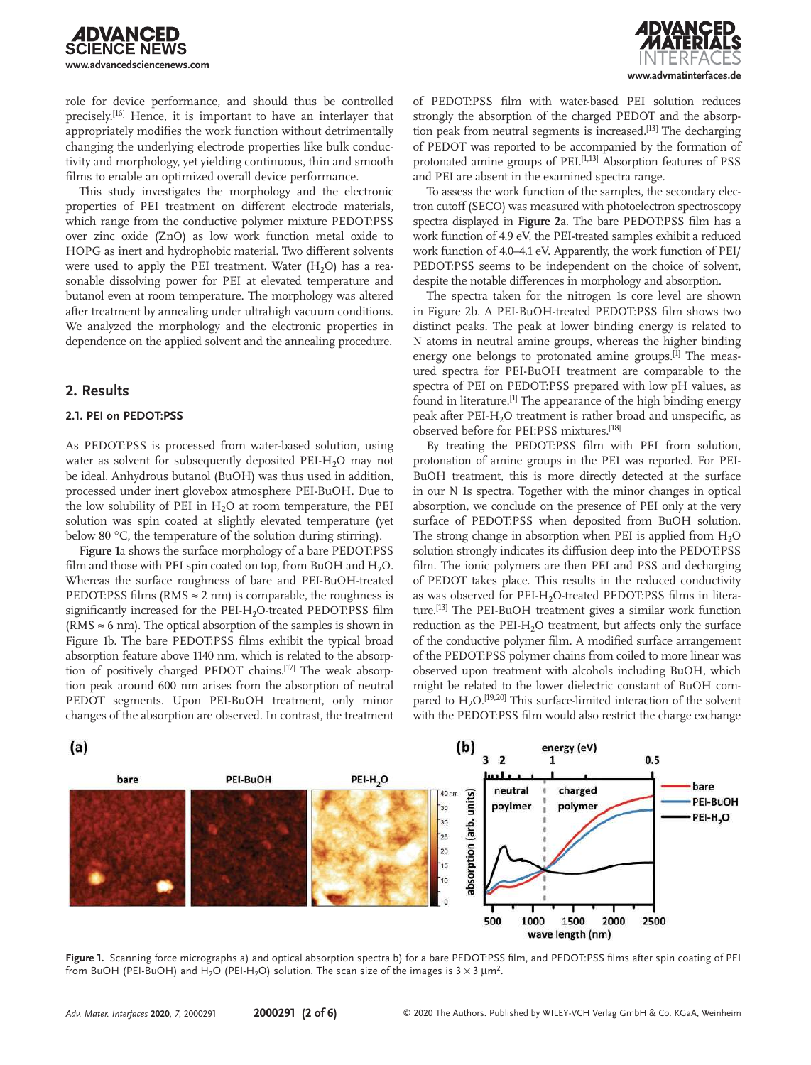role for device performance, and should thus be controlled precisely.[16] Hence, it is important to have an interlayer that appropriately modifies the work function without detrimentally changing the underlying electrode properties like bulk conductivity and morphology, yet yielding continuous, thin and smooth films to enable an optimized overall device performance.

This study investigates the morphology and the electronic properties of PEI treatment on different electrode materials, which range from the conductive polymer mixture PEDOT:PSS over zinc oxide (ZnO) as low work function metal oxide to HOPG as inert and hydrophobic material. Two different solvents were used to apply the PEI treatment. Water ($H_2O$) has a reasonable dissolving power for PEI at elevated temperature and butanol even at room temperature. The morphology was altered after treatment by annealing under ultrahigh vacuum conditions. We analyzed the morphology and the electronic properties in dependence on the applied solvent and the annealing procedure.

## 2. Results

### 2.1. PEI on PEDOT:PSS

As PEDOT:PSS is processed from water-based solution, using water as solvent for subsequently deposited PEI-$H_2O$ may not be ideal. Anhydrous butanol (BuOH) was thus used in addition, processed under inert glovebox atmosphere PEI-BuOH. Due to the low solubility of PEI in $H_2O$ at room temperature, the PEI solution was spin coated at slightly elevated temperature (yet below 80 °C, the temperature of the solution during stirring).

**Figure 1**a shows the surface morphology of a bare PEDOT:PSS film and those with PEI spin coated on top, from BuOH and $H_2O$. Whereas the surface roughness of bare and PEI-BuOH-treated PEDOT:PSS films (RMS ≈ 2 nm) is comparable, the roughness is significantly increased for the PEI-$H_2O$-treated PEDOT:PSS film (RMS ≈ 6 nm). The optical absorption of the samples is shown in Figure 1b. The bare PEDOT:PSS films exhibit the typical broad absorption feature above 1140 nm, which is related to the absorption of positively charged PEDOT chains.[17] The weak absorption peak around 600 nm arises from the absorption of neutral PEDOT segments. Upon PEI-BuOH treatment, only minor changes of the absorption are observed. In contrast, the treatment of PEDOT:PSS film with water-based PEI solution reduces strongly the absorption of the charged PEDOT and the absorption peak from neutral segments is increased.[13] The decharging of PEDOT was reported to be accompanied by the formation of protonated amine groups of PEI.[1,13] Absorption features of PSS and PEI are absent in the examined spectra range.

To assess the work function of the samples, the secondary electron cutoff (SECO) was measured with photoelectron spectroscopy spectra displayed in **Figure 2**a. The bare PEDOT:PSS film has a work function of 4.9 eV, the PEI-treated samples exhibit a reduced work function of 4.0–4.1 eV. Apparently, the work function of PEI/PEDOT:PSS seems to be independent on the choice of solvent, despite the notable differences in morphology and absorption.

The spectra taken for the nitrogen 1s core level are shown in Figure 2b. A PEI-BuOH-treated PEDOT:PSS film shows two distinct peaks. The peak at lower binding energy is related to N atoms in neutral amine groups, whereas the higher binding energy one belongs to protonated amine groups.[1] The measured spectra for PEI-BuOH treatment are comparable to the spectra of PEI on PEDOT:PSS prepared with low pH values, as found in literature.[1] The appearance of the high binding energy peak after PEI-$H_2O$ treatment is rather broad and unspecific, as observed before for PEI:PSS mixtures.[18]

By treating the PEDOT:PSS film with PEI from solution, protonation of amine groups in the PEI was reported. For PEI-BuOH treatment, this is more directly detected at the surface in our N 1s spectra. Together with the minor changes in optical absorption, we conclude on the presence of PEI only at the very surface of PEDOT:PSS when deposited from BuOH solution. The strong change in absorption when PEI is applied from $H_2O$ solution strongly indicates its diffusion deep into the PEDOT:PSS film. The ionic polymers are then PEI and PSS and decharging of PEDOT takes place. This results in the reduced conductivity as was observed for PEI-$H_2O$-treated PEDOT:PSS films in literature.[13] The PEI-BuOH treatment gives a similar work function reduction as the PEI-$H_2O$ treatment, but affects only the surface of the conductive polymer film. A modified surface arrangement of the PEDOT:PSS polymer chains from coiled to more linear was observed upon treatment with alcohols including BuOH, which might be related to the lower dielectric constant of BuOH compared to $H_2O$.[19,20] This surface-limited interaction of the solvent with the PEDOT:PSS film would also restrict the charge exchange

**Figure 1.** Scanning force micrographs a) and optical absorption spectra b) for a bare PEDOT:PSS film, and PEDOT:PSS films after spin coating of PEI from BuOH (PEI-BuOH) and $H_2O$ (PEI-$H_2O$) solution. The scan size of the images is $3 \times 3$ µm$^2$.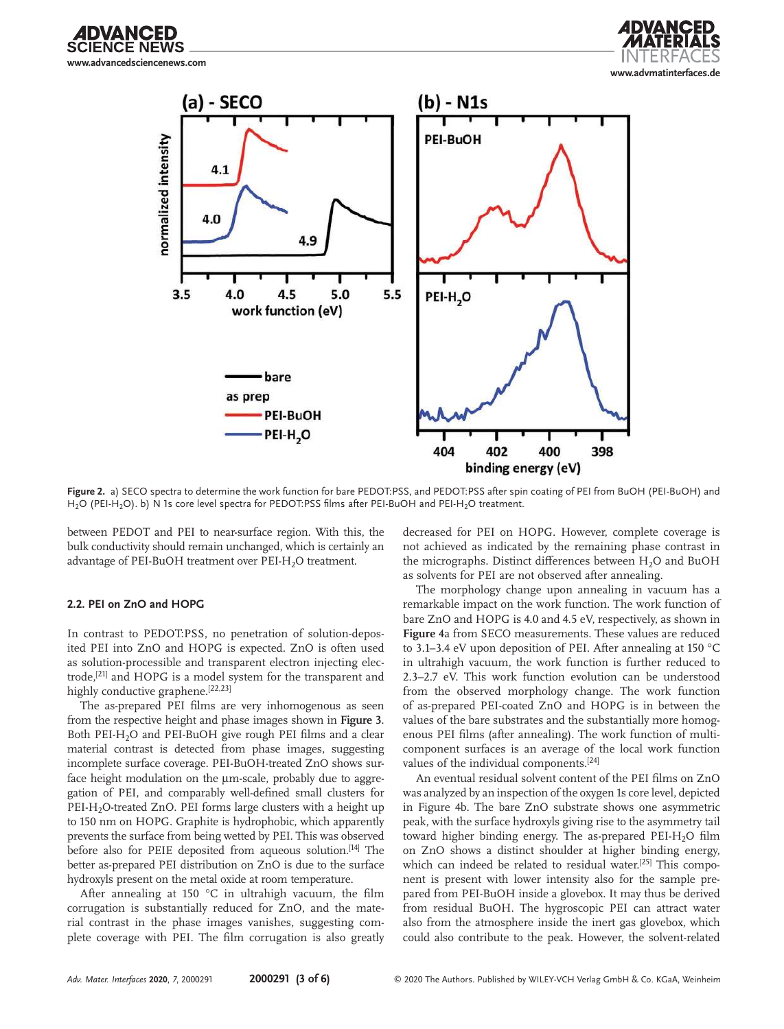**Figure 2.** a) SECO spectra to determine the work function for bare PEDOT:PSS, and PEDOT:PSS after spin coating of PEI from BuOH (PEI-BuOH) and $H_2O$ (PEI-$H_2O$). b) N 1s core level spectra for PEDOT:PSS films after PEI-BuOH and PEI-$H_2O$ treatment.

between PEDOT and PEI to near-surface region. With this, the bulk conductivity should remain unchanged, which is certainly an advantage of PEI-BuOH treatment over PEI-$H_2O$ treatment.

### 2.2. PEI on ZnO and HOPG

In contrast to PEDOT:PSS, no penetration of solution-deposited PEI into ZnO and HOPG is expected. ZnO is often used as solution-processible and transparent electron injecting electrode,[21] and HOPG is a model system for the transparent and highly conductive graphene.[22,23]

The as-prepared PEI films are very inhomogenous as seen from the respective height and phase images shown in **Figure 3**. Both PEI-$H_2O$ and PEI-BuOH give rough PEI films and a clear material contrast is detected from phase images, suggesting incomplete surface coverage. PEI-BuOH-treated ZnO shows surface height modulation on the μm-scale, probably due to aggregation of PEI, and comparably well-defined small clusters for PEI-$H_2O$-treated ZnO. PEI forms large clusters with a height up to 150 nm on HOPG. Graphite is hydrophobic, which apparently prevents the surface from being wetted by PEI. This was observed before also for PEIE deposited from aqueous solution.[14] The better as-prepared PEI distribution on ZnO is due to the surface hydroxyls present on the metal oxide at room temperature.

After annealing at 150 °C in ultrahigh vacuum, the film corrugation is substantially reduced for ZnO, and the material contrast in the phase images vanishes, suggesting complete coverage with PEI. The film corrugation is also greatly decreased for PEI on HOPG. However, complete coverage is not achieved as indicated by the remaining phase contrast in the micrographs. Distinct differences between $H_2O$ and BuOH as solvents for PEI are not observed after annealing.

The morphology change upon annealing in vacuum has a remarkable impact on the work function. The work function of bare ZnO and HOPG is 4.0 and 4.5 eV, respectively, as shown in **Figure 4**a from SECO measurements. These values are reduced to 3.1–3.4 eV upon deposition of PEI. After annealing at 150 °C in ultrahigh vacuum, the work function is further reduced to 2.3–2.7 eV. This work function evolution can be understood from the observed morphology change. The work function of as-prepared PEI-coated ZnO and HOPG is in between the values of the bare substrates and the substantially more homogenous PEI films (after annealing). The work function of multicomponent surfaces is an average of the local work function values of the individual components.[24]

An eventual residual solvent content of the PEI films on ZnO was analyzed by an inspection of the oxygen 1s core level, depicted in Figure 4b. The bare ZnO substrate shows one asymmetric peak, with the surface hydroxyls giving rise to the asymmetry tail toward higher binding energy. The as-prepared PEI-$H_2O$ film on ZnO shows a distinct shoulder at higher binding energy, which can indeed be related to residual water.[25] This component is present with lower intensity also for the sample prepared from PEI-BuOH inside a glovebox. It may thus be derived from residual BuOH. The hygroscopic PEI can attract water also from the atmosphere inside the inert gas glovebox, which could also contribute to the peak. However, the solvent-related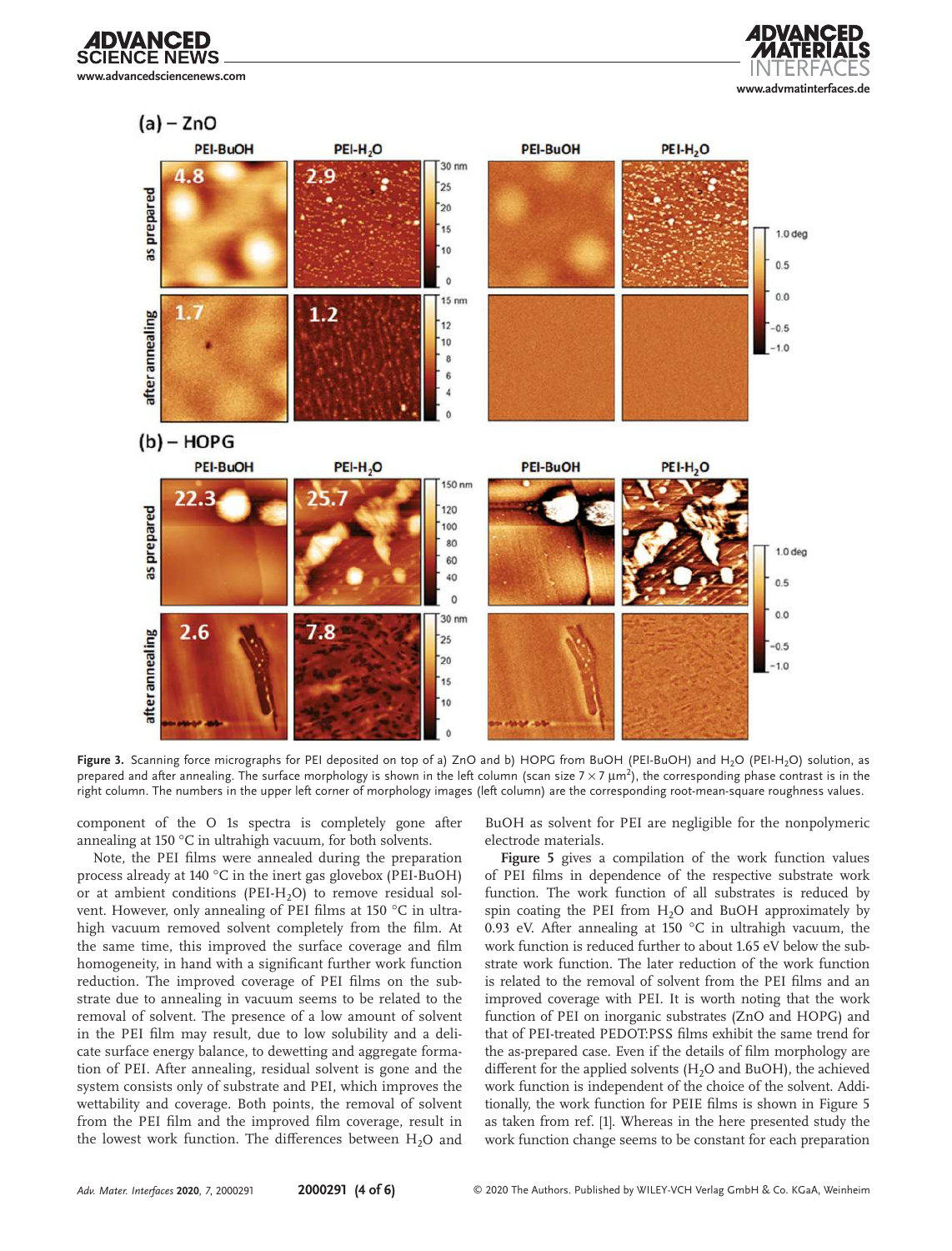**Figure 3.** Scanning force micrographs for PEI deposited on top of a) ZnO and b) HOPG from BuOH (PEI-BuOH) and $H_2O$ (PEI-$H_2O$) solution, as prepared and after annealing. The surface morphology is shown in the left column (scan size $7 \times 7$ µm$^2$), the corresponding phase contrast is in the right column. The numbers in the upper left corner of morphology images (left column) are the corresponding root-mean-square roughness values.

component of the O 1s spectra is completely gone after annealing at 150 °C in ultrahigh vacuum, for both solvents.

Note, the PEI films were annealed during the preparation process already at 140 °C in the inert gas glovebox (PEI-BuOH) or at ambient conditions (PEI-$H_2O$) to remove residual solvent. However, only annealing of PEI films at 150 °C in ultrahigh vacuum removed solvent completely from the film. At the same time, this improved the surface coverage and film homogeneity, in hand with a significant further work function reduction. The improved coverage of PEI films on the substrate due to annealing in vacuum seems to be related to the removal of solvent. The presence of a low amount of solvent in the PEI film may result, due to low solubility and a delicate surface energy balance, to dewetting and aggregate formation of PEI. After annealing, residual solvent is gone and the system consists only of substrate and PEI, which improves the wettability and coverage. Both points, the removal of solvent from the PEI film and the improved film coverage, result in the lowest work function. The differences between $H_2O$ and BuOH as solvent for PEI are negligible for the nonpolymeric electrode materials.

**Figure 5** gives a compilation of the work function values of PEI films in dependence of the respective substrate work function. The work function of all substrates is reduced by spin coating the PEI from $H_2O$ and BuOH approximately by 0.93 eV. After annealing at 150 °C in ultrahigh vacuum, the work function is reduced further to about 1.65 eV below the substrate work function. The later reduction of the work function is related to the removal of solvent from the PEI films and an improved coverage with PEI. It is worth noting that the work function of PEI on inorganic substrates (ZnO and HOPG) and that of PEI-treated PEDOT:PSS films exhibit the same trend for the as-prepared case. Even if the details of film morphology are different for the applied solvents ($H_2O$ and BuOH), the achieved work function is independent of the choice of the solvent. Additionally, the work function for PEIE films is shown in Figure 5 as taken from ref. [1]. Whereas in the here presented study the work function change seems to be constant for each preparation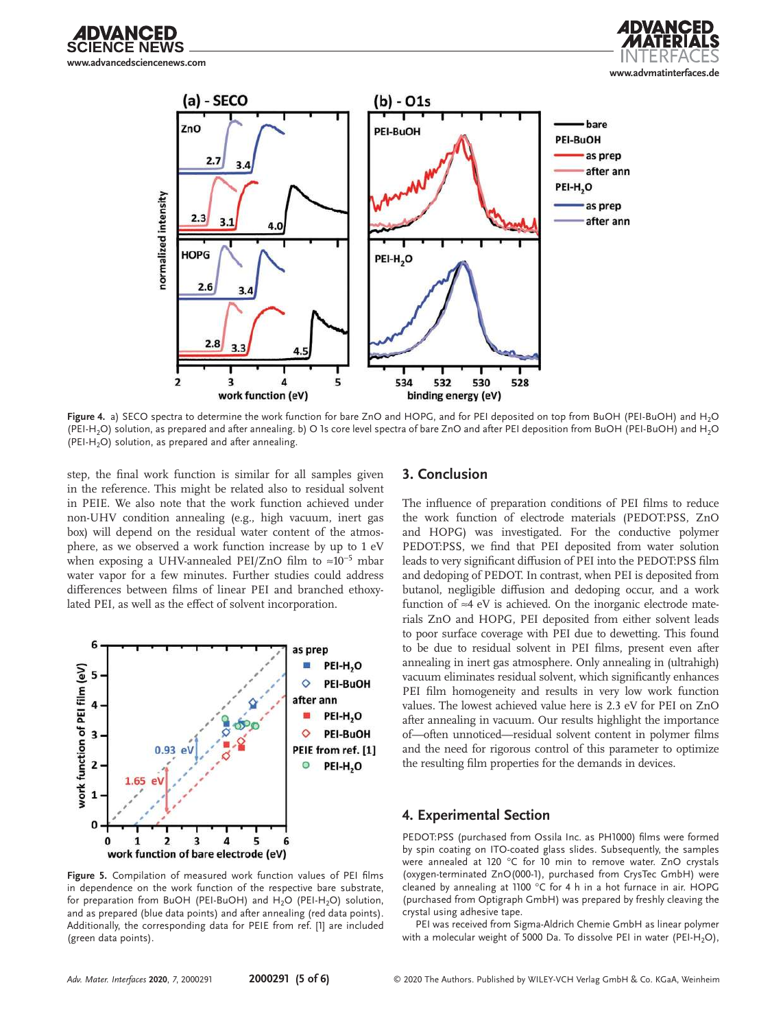**Figure 4.** a) SECO spectra to determine the work function for bare ZnO and HOPG, and for PEI deposited on top from BuOH (PEI-BuOH) and $H_2O$ (PEI-$H_2O$) solution, as prepared and after annealing. b) O 1s core level spectra of bare ZnO and after PEI deposition from BuOH (PEI-BuOH) and $H_2O$ (PEI-$H_2O$) solution, as prepared and after annealing.

step, the final work function is similar for all samples given in the reference. This might be related also to residual solvent in PEIE. We also note that the work function achieved under non-UHV condition annealing (e.g., high vacuum, inert gas box) will depend on the residual water content of the atmosphere, as we observed a work function increase by up to 1 eV when exposing a UHV-annealed PEI/ZnO film to ≈$10^{-5}$ mbar water vapor for a few minutes. Further studies could address differences between films of linear PEI and branched ethoxylated PEI, as well as the effect of solvent incorporation.

**Figure 5.** Compilation of measured work function values of PEI films in dependence on the work function of the respective bare substrate, for preparation from BuOH (PEI-BuOH) and $H_2O$ (PEI-$H_2O$) solution, and as prepared (blue data points) and after annealing (red data points). Additionally, the corresponding data for PEIE from ref. [1] are included (green data points).

## 3. Conclusion

The influence of preparation conditions of PEI films to reduce the work function of electrode materials (PEDOT:PSS, ZnO and HOPG) was investigated. For the conductive polymer PEDOT:PSS, we find that PEI deposited from water solution leads to very significant diffusion of PEI into the PEDOT:PSS film and dedoping of PEDOT. In contrast, when PEI is deposited from butanol, negligible diffusion and dedoping occur, and a work function of ≈4 eV is achieved. On the inorganic electrode materials ZnO and HOPG, PEI deposited from either solvent leads to poor surface coverage with PEI due to dewetting. This found to be due to residual solvent in PEI films, present even after annealing in inert gas atmosphere. Only annealing in (ultrahigh) vacuum eliminates residual solvent, which significantly enhances PEI film homogeneity and results in very low work function values. The lowest achieved value here is 2.3 eV for PEI on ZnO after annealing in vacuum. Our results highlight the importance of—often unnoticed—residual solvent content in polymer films and the need for rigorous control of this parameter to optimize the resulting film properties for the demands in devices.

## 4. Experimental Section

PEDOT:PSS (purchased from Ossila Inc. as PH1000) films were formed by spin coating on ITO-coated glass slides. Subsequently, the samples were annealed at 120 °C for 10 min to remove water. ZnO crystals (oxygen-terminated ZnO(000-1), purchased from CrysTec GmbH) were cleaned by annealing at 1100 °C for 4 h in a hot furnace in air. HOPG (purchased from Optigraph GmbH) was prepared by freshly cleaving the crystal using adhesive tape.

PEI was received from Sigma-Aldrich Chemie GmbH as linear polymer with a molecular weight of 5000 Da. To dissolve PEI in water (PEI-$H_2O$),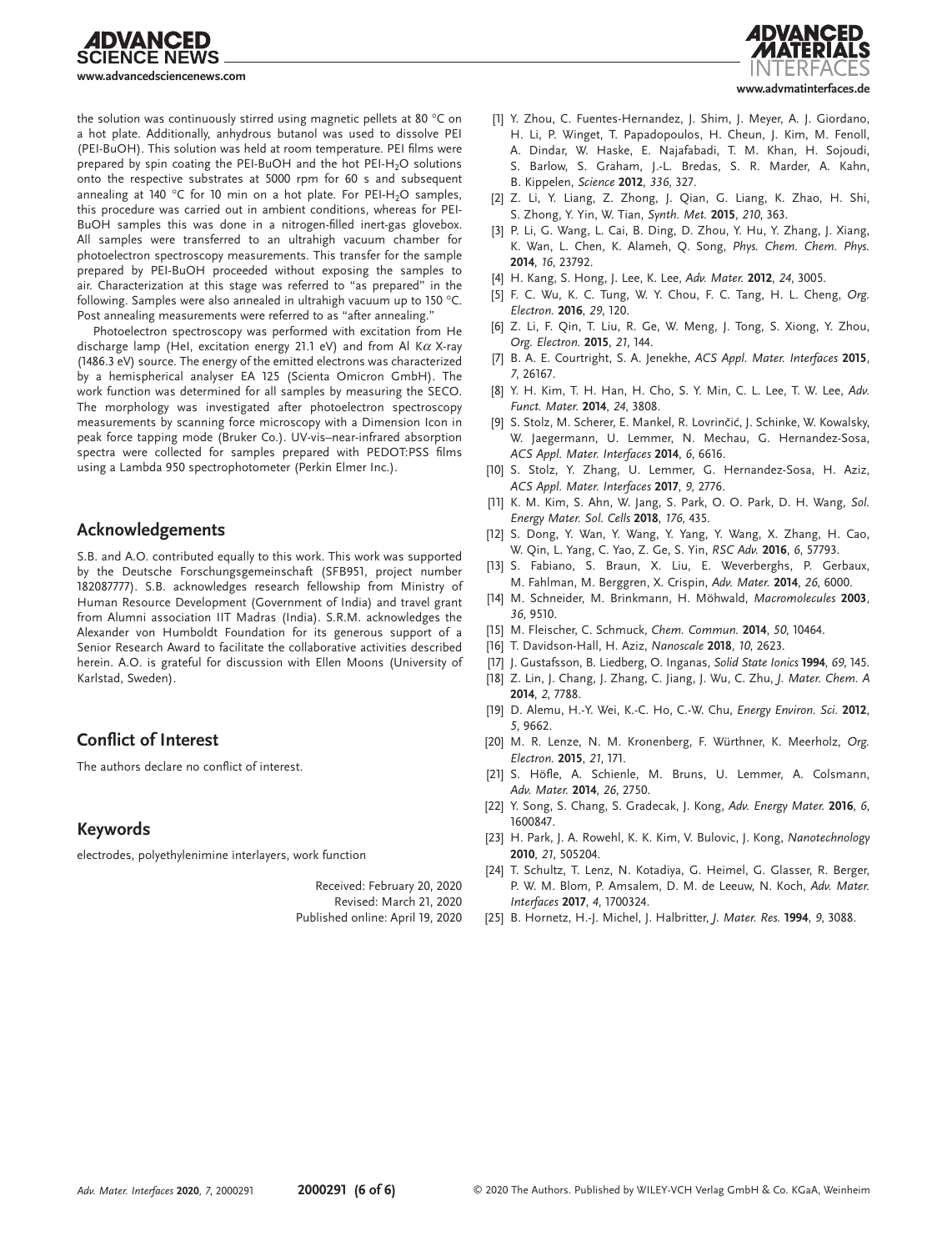the solution was continuously stirred using magnetic pellets at 80 °C on a hot plate. Additionally, anhydrous butanol was used to dissolve PEI (PEI-BuOH). This solution was held at room temperature. PEI films were prepared by spin coating the PEI-BuOH and the hot PEI-$H_2O$ solutions onto the respective substrates at 5000 rpm for 60 s and subsequent annealing at 140 °C for 10 min on a hot plate. For PEI-$H_2O$ samples, this procedure was carried out in ambient conditions, whereas for PEI-BuOH samples this was done in a nitrogen-filled inert-gas glovebox. All samples were transferred to an ultrahigh vacuum chamber for photoelectron spectroscopy measurements. This transfer for the sample prepared by PEI-BuOH proceeded without exposing the samples to air. Characterization at this stage was referred to "as prepared" in the following. Samples were also annealed in ultrahigh vacuum up to 150 °C. Post annealing measurements were referred to as "after annealing."

Photoelectron spectroscopy was performed with excitation from He discharge lamp (HeI, excitation energy 21.1 eV) and from Al K$\alpha$ X-ray (1486.3 eV) source. The energy of the emitted electrons was characterized by a hemispherical analyser EA 125 (Scienta Omicron GmbH). The work function was determined for all samples by measuring the SECO. The morphology was investigated after photoelectron spectroscopy measurements by scanning force microscopy with a Dimension Icon in peak force tapping mode (Bruker Co.). UV-vis–near-infrared absorption spectra were collected for samples prepared with PEDOT:PSS films using a Lambda 950 spectrophotometer (Perkin Elmer Inc.).

## Acknowledgements

S.B. and A.O. contributed equally to this work. This work was supported by the Deutsche Forschungsgemeinschaft (SFB951, project number 182087777). S.B. acknowledges research fellowship from Ministry of Human Resource Development (Government of India) and travel grant from Alumni association IIT Madras (India). S.R.M. acknowledges the Alexander von Humboldt Foundation for its generous support of a Senior Research Award to facilitate the collaborative activities described herein. A.O. is grateful for discussion with Ellen Moons (University of Karlstad, Sweden).

## Conflict of Interest

The authors declare no conflict of interest.

## Keywords

electrodes, polyethylenimine interlayers, work function

Received: February 20, 2020
Revised: March 21, 2020
Published online: April 19, 2020

[1] Y. Zhou, C. Fuentes-Hernandez, J. Shim, J. Meyer, A. J. Giordano, H. Li, P. Winget, T. Papadopoulos, H. Cheun, J. Kim, M. Fenoll, A. Dindar, W. Haske, E. Najafabadi, T. M. Khan, H. Sojoudi, S. Barlow, S. Graham, J.-L. Bredas, S. R. Marder, A. Kahn, B. Kippelen, *Science* **2012**, *336*, 327.

[2] Z. Li, Y. Liang, Z. Zhong, J. Qian, G. Liang, K. Zhao, H. Shi, S. Zhong, Y. Yin, W. Tian, *Synth. Met.* **2015**, *210*, 363.

[3] P. Li, G. Wang, L. Cai, B. Ding, D. Zhou, Y. Hu, Y. Zhang, J. Xiang, K. Wan, L. Chen, K. Alameh, Q. Song, *Phys. Chem. Chem. Phys.* **2014**, *16*, 23792.

[4] H. Kang, S. Hong, J. Lee, K. Lee, *Adv. Mater.* **2012**, *24*, 3005.

[5] F. C. Wu, K. C. Tung, W. Y. Chou, F. C. Tang, H. L. Cheng, *Org. Electron.* **2016**, *29*, 120.

[6] Z. Li, F. Qin, T. Liu, R. Ge, W. Meng, J. Tong, S. Xiong, Y. Zhou, *Org. Electron.* **2015**, *21*, 144.

[7] B. A. E. Courtright, S. A. Jenekhe, *ACS Appl. Mater. Interfaces* **2015**, *7*, 26167.

[8] Y. H. Kim, T. H. Han, H. Cho, S. Y. Min, C. L. Lee, T. W. Lee, *Adv. Funct. Mater.* **2014**, *24*, 3808.

[9] S. Stolz, M. Scherer, E. Mankel, R. Lovrinčić, J. Schinke, W. Kowalsky, W. Jaegermann, U. Lemmer, N. Mechau, G. Hernandez-Sosa, *ACS Appl. Mater. Interfaces* **2014**, *6*, 6616.

[10] S. Stolz, Y. Zhang, U. Lemmer, G. Hernandez-Sosa, H. Aziz, *ACS Appl. Mater. Interfaces* **2017**, *9*, 2776.

[11] K. M. Kim, S. Ahn, W. Jang, S. Park, O. O. Park, D. H. Wang, *Sol. Energy Mater. Sol. Cells* **2018**, *176*, 435.

[12] S. Dong, Y. Wan, Y. Wang, Y. Yang, Y. Wang, X. Zhang, H. Cao, W. Qin, L. Yang, C. Yao, Z. Ge, S. Yin, *RSC Adv.* **2016**, *6*, 57793.

[13] S. Fabiano, S. Braun, X. Liu, E. Weverberghs, P. Gerbaux, M. Fahlman, M. Berggren, X. Crispin, *Adv. Mater.* **2014**, *26*, 6000.

[14] M. Schneider, M. Brinkmann, H. Möhwald, *Macromolecules* **2003**, *36*, 9510.

[15] M. Fleischer, C. Schmuck, *Chem. Commun.* **2014**, *50*, 10464.

[16] T. Davidson-Hall, H. Aziz, *Nanoscale* **2018**, *10*, 2623.

[17] J. Gustafsson, B. Liedberg, O. Inganas, *Solid State Ionics* **1994**, *69*, 145.

[18] Z. Lin, J. Chang, J. Zhang, C. Jiang, J. Wu, C. Zhu, *J. Mater. Chem. A* **2014**, *2*, 7788.

[19] D. Alemu, H.-Y. Wei, K.-C. Ho, C.-W. Chu, *Energy Environ. Sci.* **2012**, *5*, 9662.

[20] M. R. Lenze, N. M. Kronenberg, F. Würthner, K. Meerholz, *Org. Electron.* **2015**, *21*, 171.

[21] S. Höfle, A. Schienle, M. Bruns, U. Lemmer, A. Colsmann, *Adv. Mater.* **2014**, *26*, 2750.

[22] Y. Song, S. Chang, S. Gradecak, J. Kong, *Adv. Energy Mater.* **2016**, *6*, 1600847.

[23] H. Park, J. A. Rowehl, K. K. Kim, V. Bulovic, J. Kong, *Nanotechnology* **2010**, *21*, 505204.

[24] T. Schultz, T. Lenz, N. Kotadiya, G. Heimel, G. Glasser, R. Berger, P. W. M. Blom, P. Amsalem, D. M. de Leeuw, N. Koch, *Adv. Mater. Interfaces* **2017**, *4*, 1700324.

[25] B. Hornetz, H.-J. Michel, J. Halbritter, *J. Mater. Res.* **1994**, *9*, 3088.